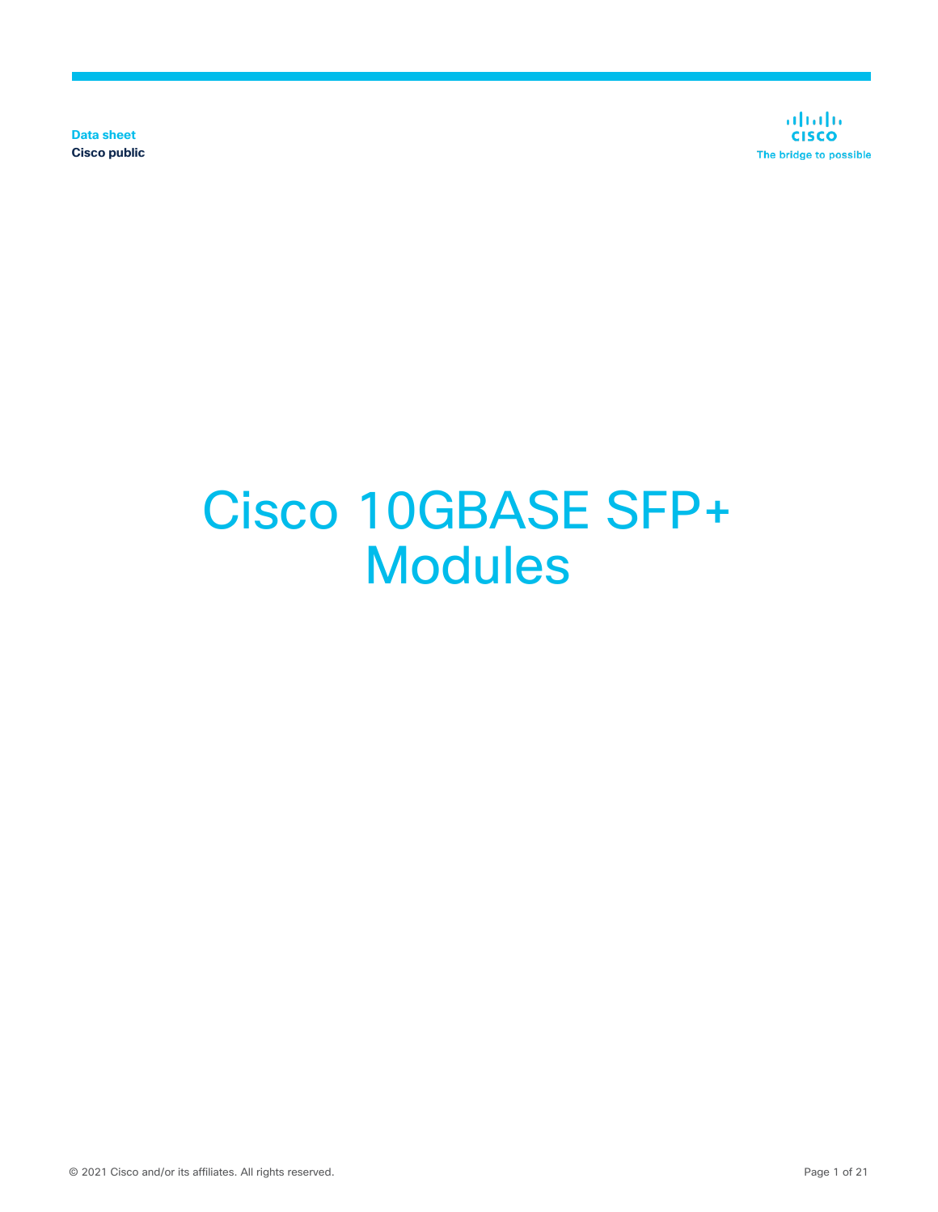Data sheet
Cisco public

# Cisco 10GBASE SFP+ Modules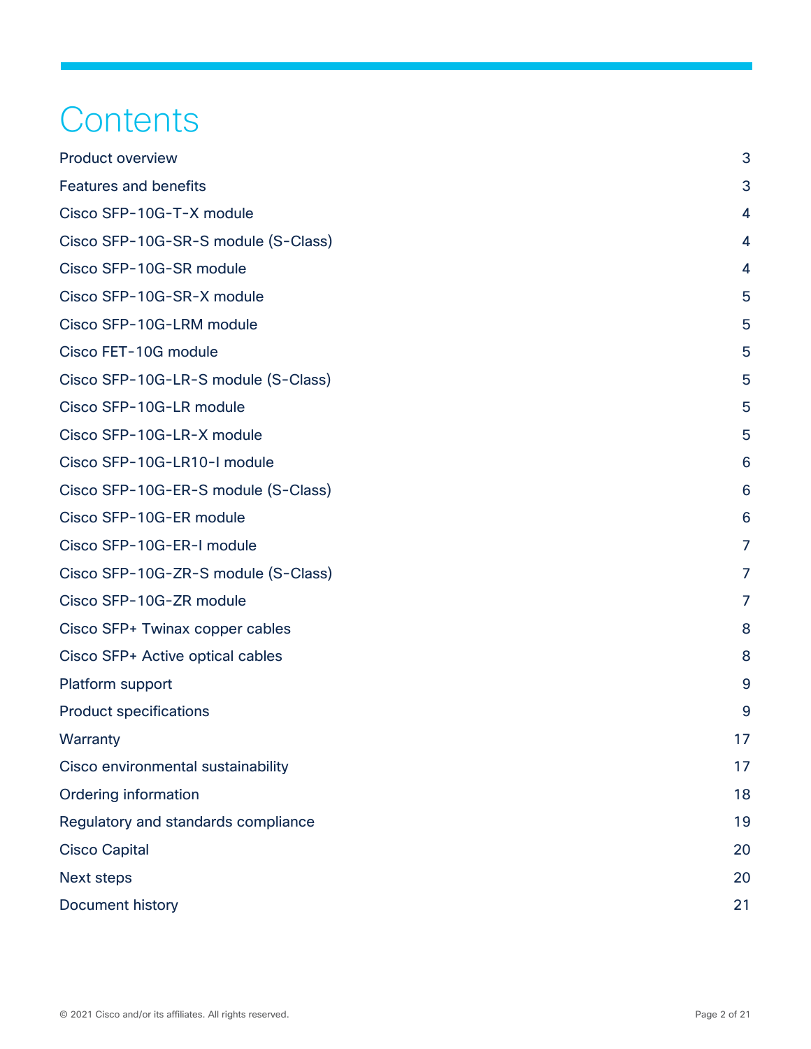# Contents

| | |
|---|---|
| Product overview | 3 |
| Features and benefits | 3 |
| Cisco SFP-10G-T-X module | 4 |
| Cisco SFP-10G-SR-S module (S-Class) | 4 |
| Cisco SFP-10G-SR module | 4 |
| Cisco SFP-10G-SR-X module | 5 |
| Cisco SFP-10G-LRM module | 5 |
| Cisco FET-10G module | 5 |
| Cisco SFP-10G-LR-S module (S-Class) | 5 |
| Cisco SFP-10G-LR module | 5 |
| Cisco SFP-10G-LR-X module | 5 |
| Cisco SFP-10G-LR10-I module | 6 |
| Cisco SFP-10G-ER-S module (S-Class) | 6 |
| Cisco SFP-10G-ER module | 6 |
| Cisco SFP-10G-ER-I module | 7 |
| Cisco SFP-10G-ZR-S module (S-Class) | 7 |
| Cisco SFP-10G-ZR module | 7 |
| Cisco SFP+ Twinax copper cables | 8 |
| Cisco SFP+ Active optical cables | 8 |
| Platform support | 9 |
| Product specifications | 9 |
| Warranty | 17 |
| Cisco environmental sustainability | 17 |
| Ordering information | 18 |
| Regulatory and standards compliance | 19 |
| Cisco Capital | 20 |
| Next steps | 20 |
| Document history | 21 |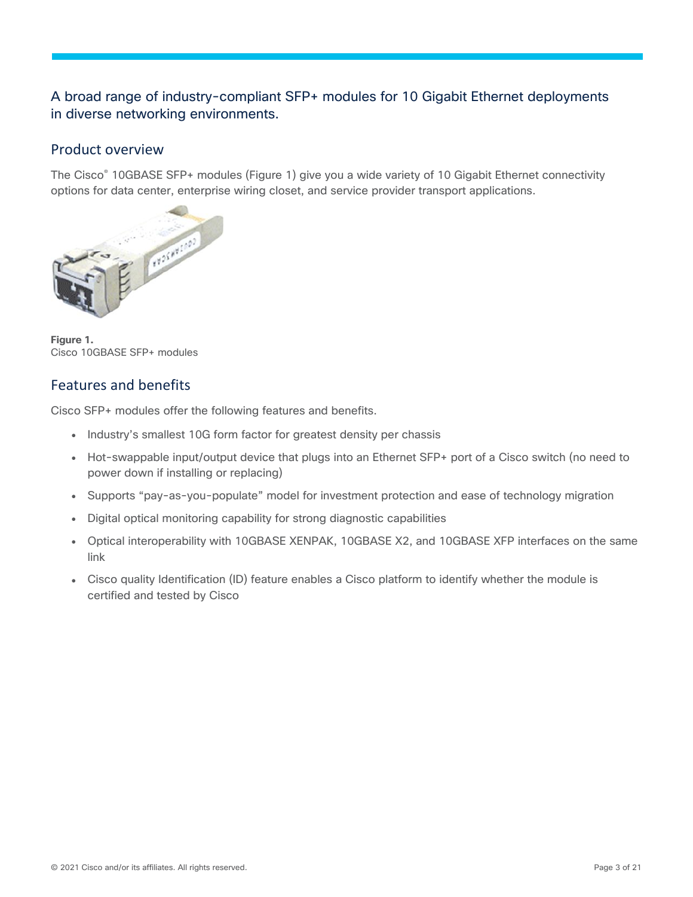A broad range of industry-compliant SFP+ modules for 10 Gigabit Ethernet deployments in diverse networking environments.

## Product overview

The Cisco® 10GBASE SFP+ modules (Figure 1) give you a wide variety of 10 Gigabit Ethernet connectivity options for data center, enterprise wiring closet, and service provider transport applications.

**Figure 1.**
Cisco 10GBASE SFP+ modules

## Features and benefits

Cisco SFP+ modules offer the following features and benefits.

- Industry's smallest 10G form factor for greatest density per chassis
- Hot-swappable input/output device that plugs into an Ethernet SFP+ port of a Cisco switch (no need to power down if installing or replacing)
- Supports "pay-as-you-populate" model for investment protection and ease of technology migration
- Digital optical monitoring capability for strong diagnostic capabilities
- Optical interoperability with 10GBASE XENPAK, 10GBASE X2, and 10GBASE XFP interfaces on the same link
- Cisco quality Identification (ID) feature enables a Cisco platform to identify whether the module is certified and tested by Cisco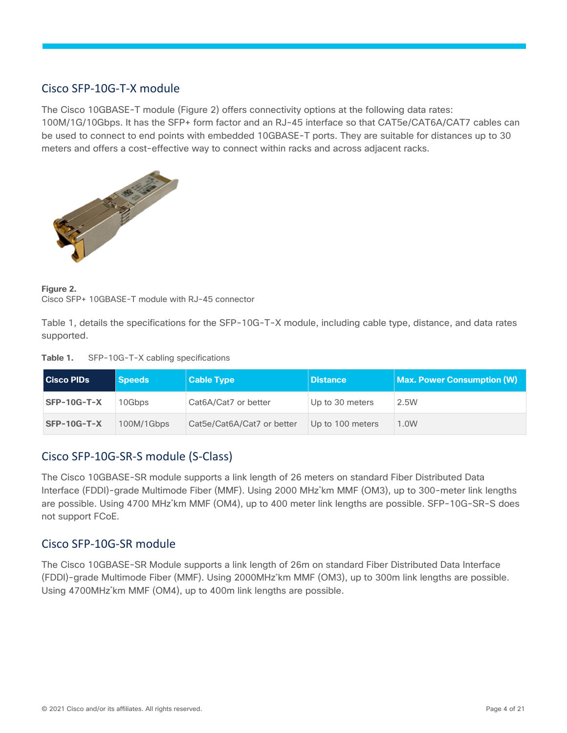## Cisco SFP-10G-T-X module

The Cisco 10GBASE-T module (Figure 2) offers connectivity options at the following data rates: 100M/1G/10Gbps. It has the SFP+ form factor and an RJ-45 interface so that CAT5e/CAT6A/CAT7 cables can be used to connect to end points with embedded 10GBASE-T ports. They are suitable for distances up to 30 meters and offers a cost-effective way to connect within racks and across adjacent racks.

**Figure 2.**
Cisco SFP+ 10GBASE-T module with RJ-45 connector

Table 1, details the specifications for the SFP-10G-T-X module, including cable type, distance, and data rates supported.

**Table 1.** SFP-10G-T-X cabling specifications

| Cisco PIDs | Speeds | Cable Type | Distance | Max. Power Consumption (W) |
|---|---|---|---|---|
| **SFP-10G-T-X** | 10Gbps | Cat6A/Cat7 or better | Up to 30 meters | 2.5W |
| **SFP-10G-T-X** | 100M/1Gbps | Cat5e/Cat6A/Cat7 or better | Up to 100 meters | 1.0W |

## Cisco SFP-10G-SR-S module (S-Class)

The Cisco 10GBASE-SR module supports a link length of 26 meters on standard Fiber Distributed Data Interface (FDDI)-grade Multimode Fiber (MMF). Using 2000 MHz*km MMF (OM3), up to 300-meter link lengths are possible. Using 4700 MHz*km MMF (OM4), up to 400 meter link lengths are possible. SFP-10G-SR-S does not support FCoE.

## Cisco SFP-10G-SR module

The Cisco 10GBASE-SR Module supports a link length of 26m on standard Fiber Distributed Data Interface (FDDI)-grade Multimode Fiber (MMF). Using 2000MHz*km MMF (OM3), up to 300m link lengths are possible. Using 4700MHz*km MMF (OM4), up to 400m link lengths are possible.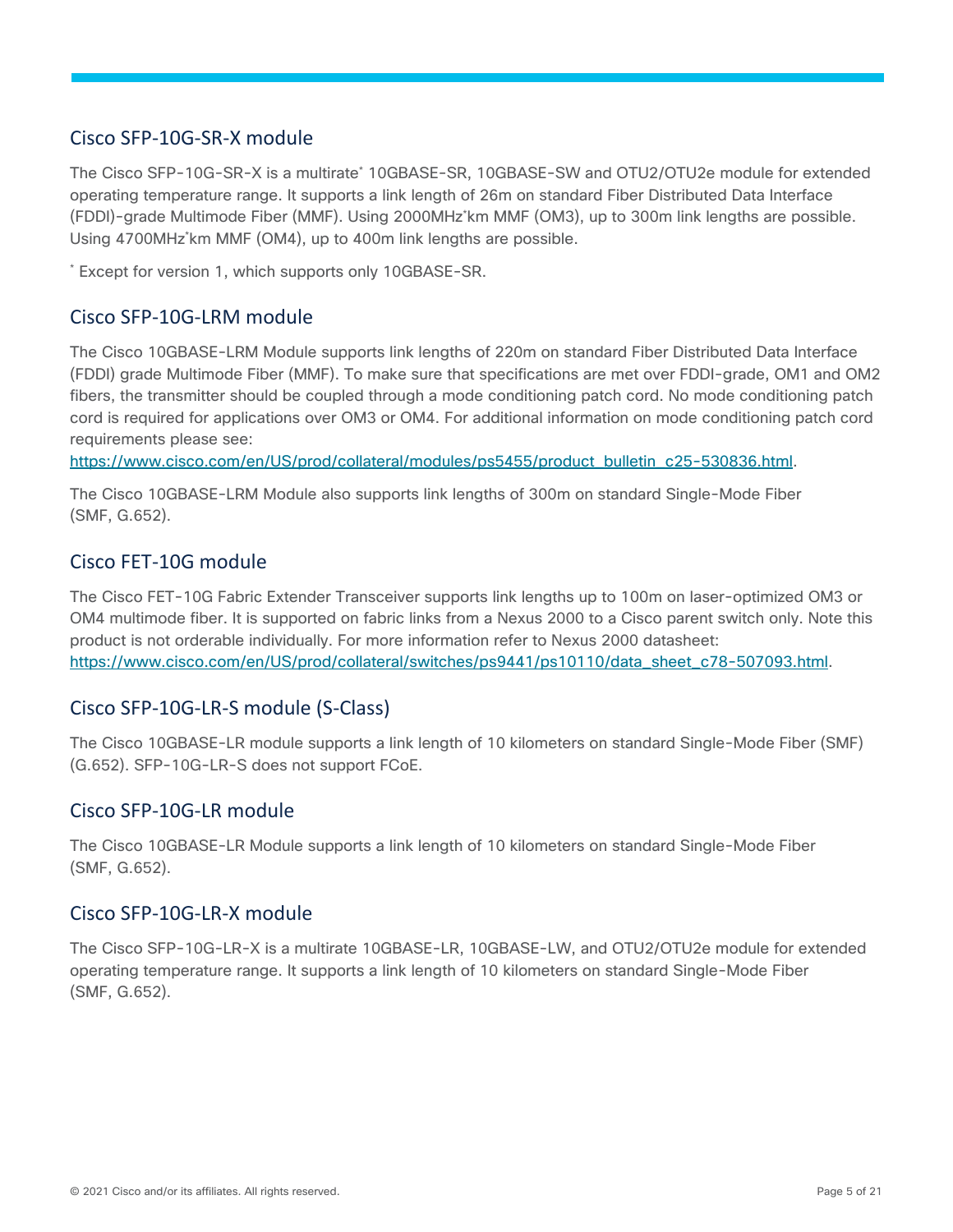## Cisco SFP-10G-SR-X module

The Cisco SFP-10G-SR-X is a multirate* 10GBASE-SR, 10GBASE-SW and OTU2/OTU2e module for extended operating temperature range. It supports a link length of 26m on standard Fiber Distributed Data Interface (FDDI)-grade Multimode Fiber (MMF). Using 2000MHz*km MMF (OM3), up to 300m link lengths are possible. Using 4700MHz*km MMF (OM4), up to 400m link lengths are possible.

* Except for version 1, which supports only 10GBASE-SR.

## Cisco SFP-10G-LRM module

The Cisco 10GBASE-LRM Module supports link lengths of 220m on standard Fiber Distributed Data Interface (FDDI) grade Multimode Fiber (MMF). To make sure that specifications are met over FDDI-grade, OM1 and OM2 fibers, the transmitter should be coupled through a mode conditioning patch cord. No mode conditioning patch cord is required for applications over OM3 or OM4. For additional information on mode conditioning patch cord requirements please see: https://www.cisco.com/en/US/prod/collateral/modules/ps5455/product_bulletin_c25-530836.html.

The Cisco 10GBASE-LRM Module also supports link lengths of 300m on standard Single-Mode Fiber (SMF, G.652).

## Cisco FET-10G module

The Cisco FET-10G Fabric Extender Transceiver supports link lengths up to 100m on laser-optimized OM3 or OM4 multimode fiber. It is supported on fabric links from a Nexus 2000 to a Cisco parent switch only. Note this product is not orderable individually. For more information refer to Nexus 2000 datasheet: https://www.cisco.com/en/US/prod/collateral/switches/ps9441/ps10110/data_sheet_c78-507093.html.

## Cisco SFP-10G-LR-S module (S-Class)

The Cisco 10GBASE-LR module supports a link length of 10 kilometers on standard Single-Mode Fiber (SMF) (G.652). SFP-10G-LR-S does not support FCoE.

## Cisco SFP-10G-LR module

The Cisco 10GBASE-LR Module supports a link length of 10 kilometers on standard Single-Mode Fiber (SMF, G.652).

## Cisco SFP-10G-LR-X module

The Cisco SFP-10G-LR-X is a multirate 10GBASE-LR, 10GBASE-LW, and OTU2/OTU2e module for extended operating temperature range. It supports a link length of 10 kilometers on standard Single-Mode Fiber (SMF, G.652).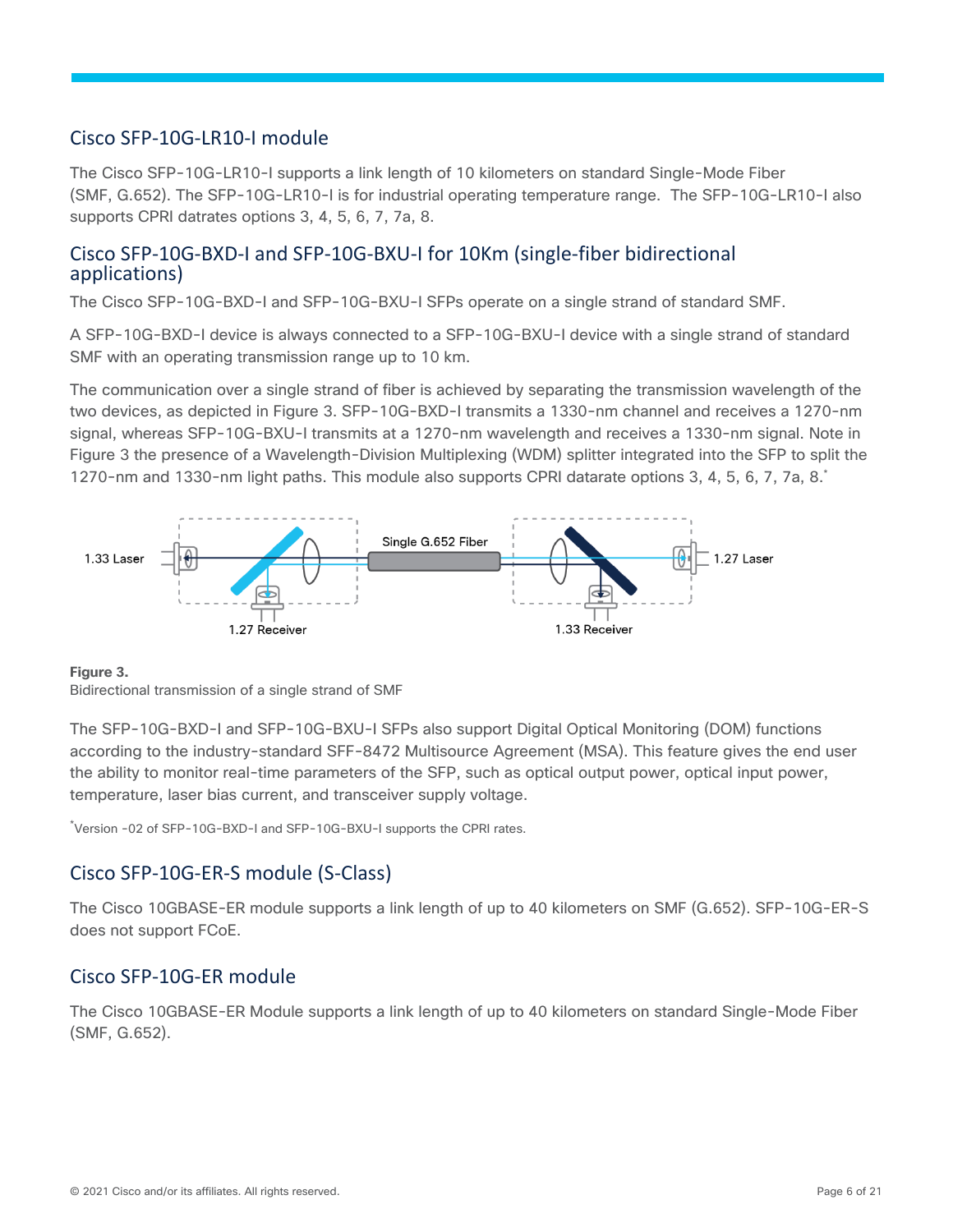## Cisco SFP-10G-LR10-I module

The Cisco SFP-10G-LR10-I supports a link length of 10 kilometers on standard Single-Mode Fiber (SMF, G.652). The SFP-10G-LR10-I is for industrial operating temperature range. The SFP-10G-LR10-I also supports CPRI datrates options 3, 4, 5, 6, 7, 7a, 8.

## Cisco SFP-10G-BXD-I and SFP-10G-BXU-I for 10Km (single-fiber bidirectional applications)

The Cisco SFP-10G-BXD-I and SFP-10G-BXU-I SFPs operate on a single strand of standard SMF.

A SFP-10G-BXD-I device is always connected to a SFP-10G-BXU-I device with a single strand of standard SMF with an operating transmission range up to 10 km.

The communication over a single strand of fiber is achieved by separating the transmission wavelength of the two devices, as depicted in Figure 3. SFP-10G-BXD-I transmits a 1330-nm channel and receives a 1270-nm signal, whereas SFP-10G-BXU-I transmits at a 1270-nm wavelength and receives a 1330-nm signal. Note in Figure 3 the presence of a Wavelength-Division Multiplexing (WDM) splitter integrated into the SFP to split the 1270-nm and 1330-nm light paths. This module also supports CPRI datarate options 3, 4, 5, 6, 7, 7a, 8.*

1.33 Laser | Single G.652 Fiber | 1.27 Laser

1.27 Receiver | 1.33 Receiver

**Figure 3.**
Bidirectional transmission of a single strand of SMF

The SFP-10G-BXD-I and SFP-10G-BXU-I SFPs also support Digital Optical Monitoring (DOM) functions according to the industry-standard SFF-8472 Multisource Agreement (MSA). This feature gives the end user the ability to monitor real-time parameters of the SFP, such as optical output power, optical input power, temperature, laser bias current, and transceiver supply voltage.

*Version -02 of SFP-10G-BXD-I and SFP-10G-BXU-I supports the CPRI rates.

## Cisco SFP-10G-ER-S module (S-Class)

The Cisco 10GBASE-ER module supports a link length of up to 40 kilometers on SMF (G.652). SFP-10G-ER-S does not support FCoE.

## Cisco SFP-10G-ER module

The Cisco 10GBASE-ER Module supports a link length of up to 40 kilometers on standard Single-Mode Fiber (SMF, G.652).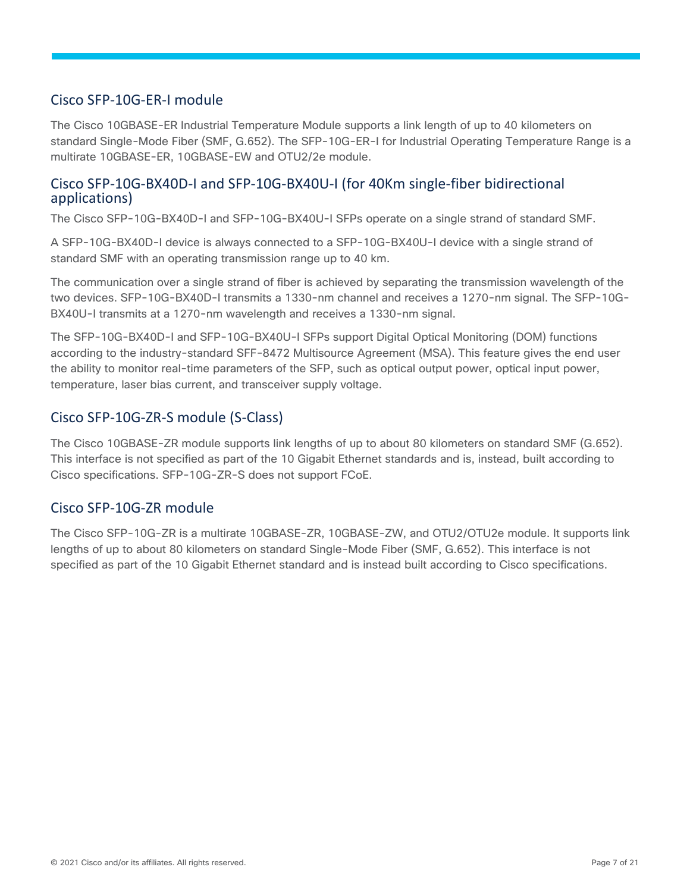## Cisco SFP-10G-ER-I module

The Cisco 10GBASE-ER Industrial Temperature Module supports a link length of up to 40 kilometers on standard Single-Mode Fiber (SMF, G.652). The SFP-10G-ER-I for Industrial Operating Temperature Range is a multirate 10GBASE-ER, 10GBASE-EW and OTU2/2e module.

## Cisco SFP-10G-BX40D-I and SFP-10G-BX40U-I (for 40Km single-fiber bidirectional applications)

The Cisco SFP-10G-BX40D-I and SFP-10G-BX40U-I SFPs operate on a single strand of standard SMF.

A SFP-10G-BX40D-I device is always connected to a SFP-10G-BX40U-I device with a single strand of standard SMF with an operating transmission range up to 40 km.

The communication over a single strand of fiber is achieved by separating the transmission wavelength of the two devices. SFP-10G-BX40D-I transmits a 1330-nm channel and receives a 1270-nm signal. The SFP-10G-BX40U-I transmits at a 1270-nm wavelength and receives a 1330-nm signal.

The SFP-10G-BX40D-I and SFP-10G-BX40U-I SFPs support Digital Optical Monitoring (DOM) functions according to the industry-standard SFF-8472 Multisource Agreement (MSA). This feature gives the end user the ability to monitor real-time parameters of the SFP, such as optical output power, optical input power, temperature, laser bias current, and transceiver supply voltage.

## Cisco SFP-10G-ZR-S module (S-Class)

The Cisco 10GBASE-ZR module supports link lengths of up to about 80 kilometers on standard SMF (G.652). This interface is not specified as part of the 10 Gigabit Ethernet standards and is, instead, built according to Cisco specifications. SFP-10G-ZR-S does not support FCoE.

## Cisco SFP-10G-ZR module

The Cisco SFP-10G-ZR is a multirate 10GBASE-ZR, 10GBASE-ZW, and OTU2/OTU2e module. It supports link lengths of up to about 80 kilometers on standard Single-Mode Fiber (SMF, G.652). This interface is not specified as part of the 10 Gigabit Ethernet standard and is instead built according to Cisco specifications.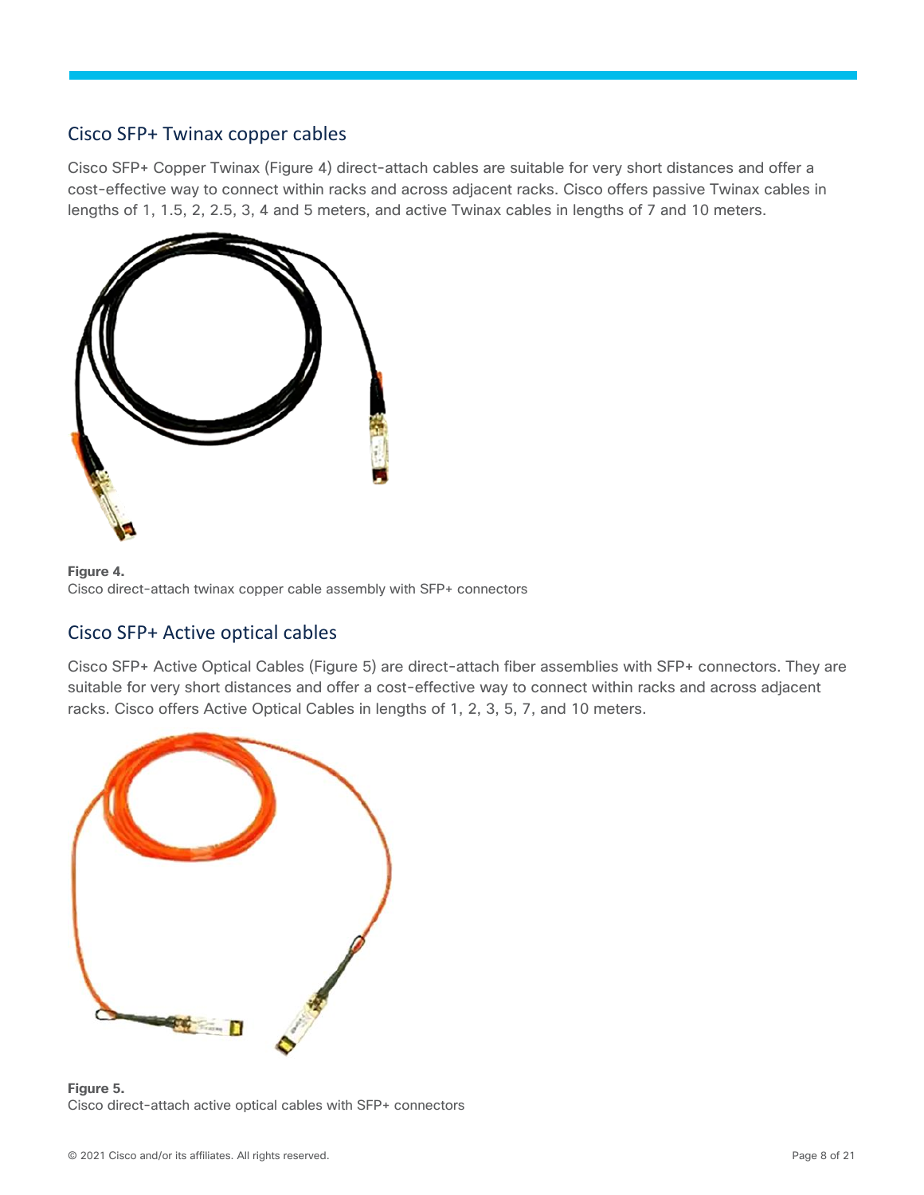## Cisco SFP+ Twinax copper cables

Cisco SFP+ Copper Twinax (Figure 4) direct-attach cables are suitable for very short distances and offer a cost-effective way to connect within racks and across adjacent racks. Cisco offers passive Twinax cables in lengths of 1, 1.5, 2, 2.5, 3, 4 and 5 meters, and active Twinax cables in lengths of 7 and 10 meters.

**Figure 4.**
Cisco direct-attach twinax copper cable assembly with SFP+ connectors

## Cisco SFP+ Active optical cables

Cisco SFP+ Active Optical Cables (Figure 5) are direct-attach fiber assemblies with SFP+ connectors. They are suitable for very short distances and offer a cost-effective way to connect within racks and across adjacent racks. Cisco offers Active Optical Cables in lengths of 1, 2, 3, 5, 7, and 10 meters.

**Figure 5.**
Cisco direct-attach active optical cables with SFP+ connectors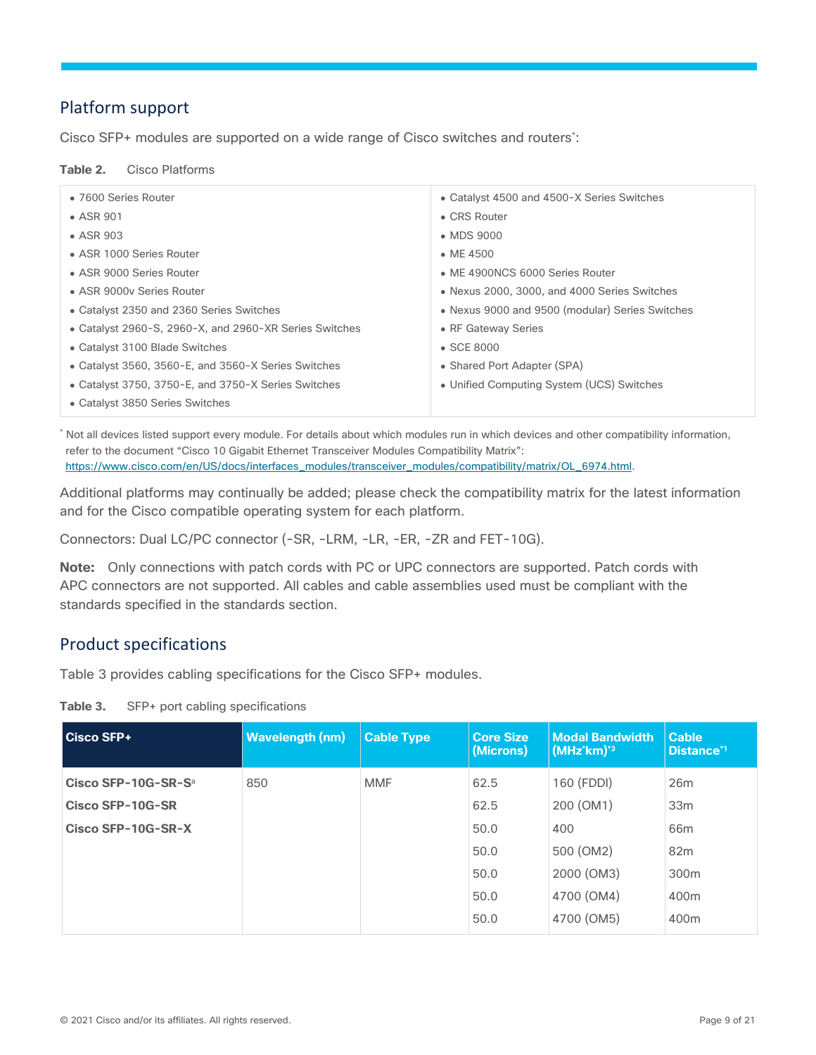## Platform support

Cisco SFP+ modules are supported on a wide range of Cisco switches and routers[*]:

**Table 2.** Cisco Platforms

| | |
|---|---|
| • 7600 Series Router | • Catalyst 4500 and 4500-X Series Switches |
| • ASR 901 | • CRS Router |
| • ASR 903 | • MDS 9000 |
| • ASR 1000 Series Router | • ME 4500 |
| • ASR 9000 Series Router | • ME 4900NCS 6000 Series Router |
| • ASR 9000v Series Router | • Nexus 2000, 3000, and 4000 Series Switches |
| • Catalyst 2350 and 2360 Series Switches | • Nexus 9000 and 9500 (modular) Series Switches |
| • Catalyst 2960-S, 2960-X, and 2960-XR Series Switches | • RF Gateway Series |
| • Catalyst 3100 Blade Switches | • SCE 8000 |
| • Catalyst 3560, 3560-E, and 3560-X Series Switches | • Shared Port Adapter (SPA) |
| • Catalyst 3750, 3750-E, and 3750-X Series Switches | • Unified Computing System (UCS) Switches |
| • Catalyst 3850 Series Switches | |

[*] Not all devices listed support every module. For details about which modules run in which devices and other compatibility information, refer to the document "Cisco 10 Gigabit Ethernet Transceiver Modules Compatibility Matrix": https://www.cisco.com/en/US/docs/interfaces_modules/transceiver_modules/compatibility/matrix/OL_6974.html.

Additional platforms may continually be added; please check the compatibility matrix for the latest information and for the Cisco compatible operating system for each platform.

Connectors: Dual LC/PC connector (-SR, -LRM, -LR, -ER, -ZR and FET-10G).

**Note:** Only connections with patch cords with PC or UPC connectors are supported. Patch cords with APC connectors are not supported. All cables and cable assemblies used must be compliant with the standards specified in the standards section.

## Product specifications

Table 3 provides cabling specifications for the Cisco SFP+ modules.

**Table 3.** SFP+ port cabling specifications

| Cisco SFP+ | Wavelength (nm) | Cable Type | Core Size (Microns) | Modal Bandwidth (MHz*km)[*3] | Cable Distance[*1] |
|---|---|---|---|---|---|
| **Cisco SFP-10G-SR-S**[a] | 850 | MMF | 62.5 | 160 (FDDI) | 26m |
| **Cisco SFP-10G-SR** | | | 62.5 | 200 (OM1) | 33m |
| **Cisco SFP-10G-SR-X** | | | 50.0 | 400 | 66m |
| | | | 50.0 | 500 (OM2) | 82m |
| | | | 50.0 | 2000 (OM3) | 300m |
| | | | 50.0 | 4700 (OM4) | 400m |
| | | | 50.0 | 4700 (OM5) | 400m |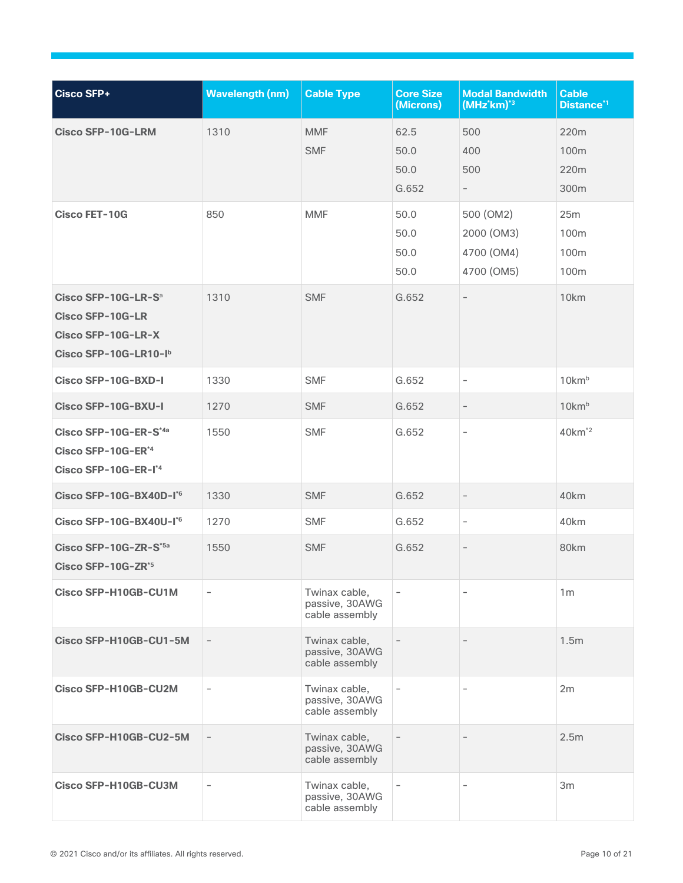| Cisco SFP+ | Wavelength (nm) | Cable Type | Core Size (Microns) | Modal Bandwidth (MHz*km)[*3] | Cable Distance[*1] |
|---|---|---|---|---|---|
| Cisco SFP-10G-LRM | 1310 | MMF<br>SMF | 62.5<br>50.0<br>50.0<br>G.652 | 500<br>400<br>500<br>– | 220m<br>100m<br>220m<br>300m |
| Cisco FET-10G | 850 | MMF | 50.0<br>50.0<br>50.0<br>50.0 | 500 (OM2)<br>2000 (OM3)<br>4700 (OM4)<br>4700 (OM5) | 25m<br>100m<br>100m<br>100m |
| Cisco SFP-10G-LR-S[a]<br>Cisco SFP-10G-LR<br>Cisco SFP-10G-LR-X<br>Cisco SFP-10G-LR10-I[b] | 1310 | SMF | G.652 | – | 10km |
| Cisco SFP-10G-BXD-I | 1330 | SMF | G.652 | – | 10km[b] |
| Cisco SFP-10G-BXU-I | 1270 | SMF | G.652 | – | 10km[b] |
| Cisco SFP-10G-ER-S[*4a]<br>Cisco SFP-10G-ER[*4]<br>Cisco SFP-10G-ER-I[*4] | 1550 | SMF | G.652 | – | 40km[*2] |
| Cisco SFP-10G-BX40D-I[*6] | 1330 | SMF | G.652 | – | 40km |
| Cisco SFP-10G-BX40U-I[*6] | 1270 | SMF | G.652 | – | 40km |
| Cisco SFP-10G-ZR-S[*5a]<br>Cisco SFP-10G-ZR[*5] | 1550 | SMF | G.652 | – | 80km |
| Cisco SFP-H10GB-CU1M | – | Twinax cable, passive, 30AWG cable assembly | – | – | 1m |
| Cisco SFP-H10GB-CU1-5M | – | Twinax cable, passive, 30AWG cable assembly | – | – | 1.5m |
| Cisco SFP-H10GB-CU2M | – | Twinax cable, passive, 30AWG cable assembly | – | – | 2m |
| Cisco SFP-H10GB-CU2-5M | – | Twinax cable, passive, 30AWG cable assembly | – | – | 2.5m |
| Cisco SFP-H10GB-CU3M | – | Twinax cable, passive, 30AWG cable assembly | – | – | 3m |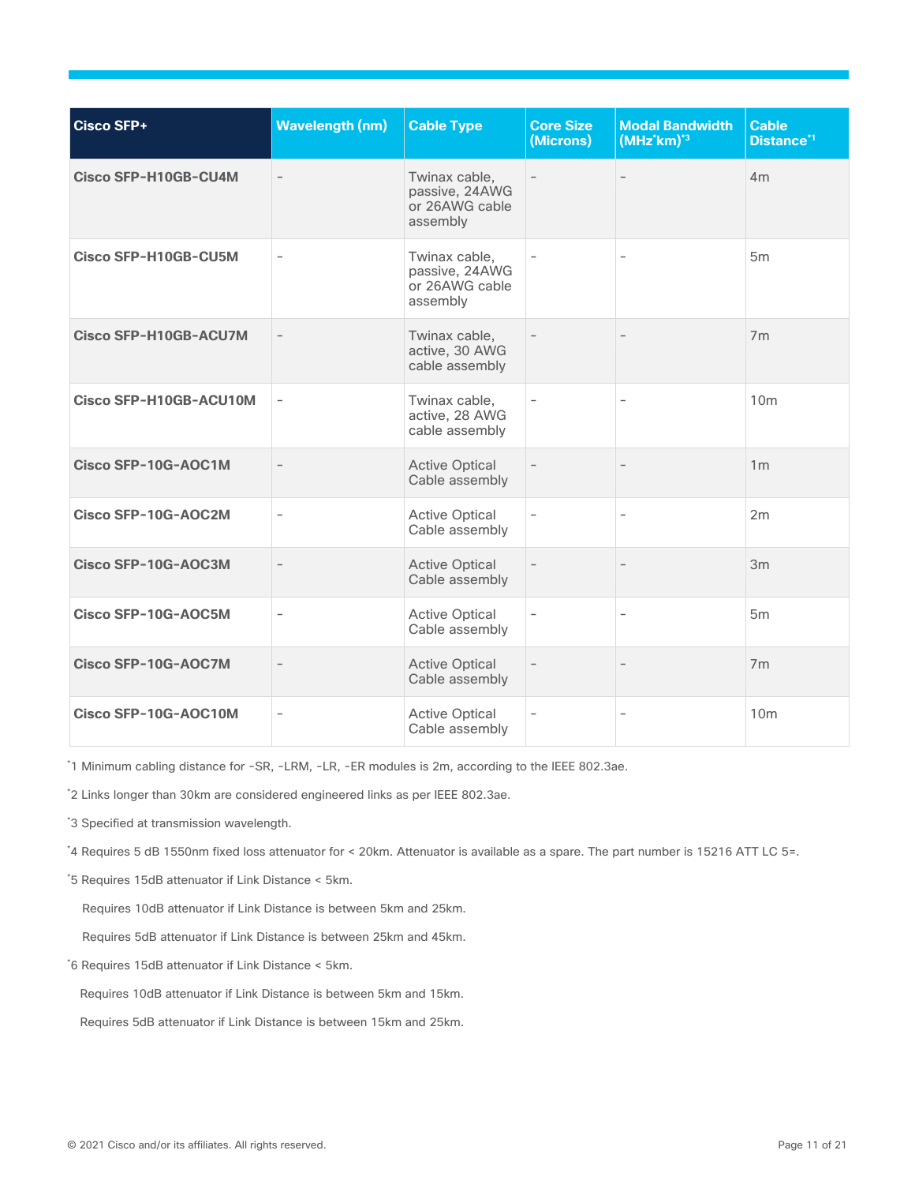| Cisco SFP+ | Wavelength (nm) | Cable Type | Core Size (Microns) | Modal Bandwidth (MHz*km)[3] | Cable Distance[1] |
|---|---|---|---|---|---|
| Cisco SFP-H10GB-CU4M | - | Twinax cable, passive, 24AWG or 26AWG cable assembly | - | - | 4m |
| Cisco SFP-H10GB-CU5M | - | Twinax cable, passive, 24AWG or 26AWG cable assembly | - | - | 5m |
| Cisco SFP-H10GB-ACU7M | - | Twinax cable, active, 30 AWG cable assembly | - | - | 7m |
| Cisco SFP-H10GB-ACU10M | - | Twinax cable, active, 28 AWG cable assembly | - | - | 10m |
| Cisco SFP-10G-AOC1M | - | Active Optical Cable assembly | - | - | 1m |
| Cisco SFP-10G-AOC2M | - | Active Optical Cable assembly | - | - | 2m |
| Cisco SFP-10G-AOC3M | - | Active Optical Cable assembly | - | - | 3m |
| Cisco SFP-10G-AOC5M | - | Active Optical Cable assembly | - | - | 5m |
| Cisco SFP-10G-AOC7M | - | Active Optical Cable assembly | - | - | 7m |
| Cisco SFP-10G-AOC10M | - | Active Optical Cable assembly | - | - | 10m |

*1 Minimum cabling distance for -SR, -LRM, -LR, -ER modules is 2m, according to the IEEE 802.3ae.

*2 Links longer than 30km are considered engineered links as per IEEE 802.3ae.

*3 Specified at transmission wavelength.

*4 Requires 5 dB 1550nm fixed loss attenuator for < 20km. Attenuator is available as a spare. The part number is 15216 ATT LC 5=.

*5 Requires 15dB attenuator if Link Distance < 5km.

Requires 10dB attenuator if Link Distance is between 5km and 25km.

Requires 5dB attenuator if Link Distance is between 25km and 45km.

*6 Requires 15dB attenuator if Link Distance < 5km.

Requires 10dB attenuator if Link Distance is between 5km and 15km.

Requires 5dB attenuator if Link Distance is between 15km and 25km.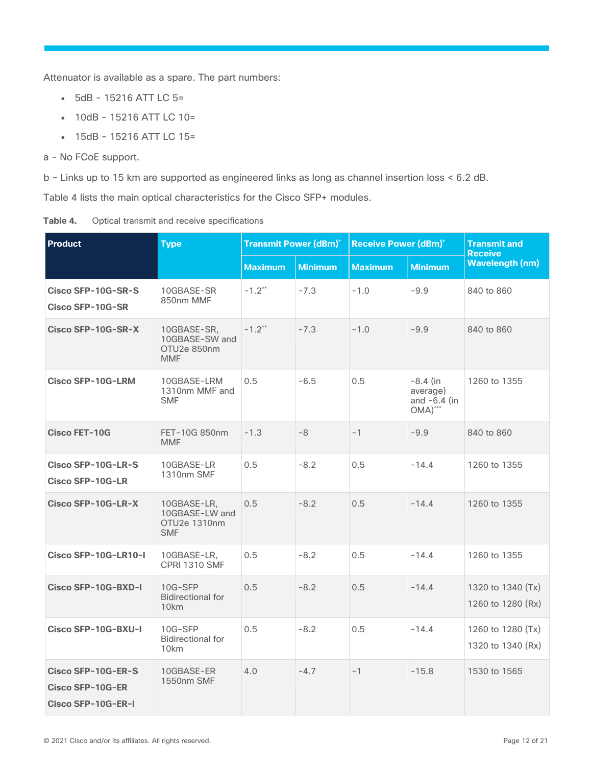Attenuator is available as a spare. The part numbers:

- 5dB - 15216 ATT LC 5=
- 10dB - 15216 ATT LC 10=
- 15dB - 15216 ATT LC 15=

a - No FCoE support.

b - Links up to 15 km are supported as engineered links as long as channel insertion loss < 6.2 dB.

Table 4 lists the main optical characteristics for the Cisco SFP+ modules.

**Table 4.** Optical transmit and receive specifications

| Product | Type | Transmit Power (dBm)* | | Receive Power (dBm)* | | Transmit and Receive Wavelength (nm) |
|---|---|---|---|---|---|---|
| | | Maximum | Minimum | Maximum | Minimum | |
| **Cisco SFP-10G-SR-S**<br>**Cisco SFP-10G-SR** | 10GBASE-SR 850nm MMF | -1.2** | -7.3 | -1.0 | -9.9 | 840 to 860 |
| **Cisco SFP-10G-SR-X** | 10GBASE-SR, 10GBASE-SW and OTU2e 850nm MMF | -1.2** | -7.3 | -1.0 | -9.9 | 840 to 860 |
| **Cisco SFP-10G-LRM** | 10GBASE-LRM 1310nm MMF and SMF | 0.5 | -6.5 | 0.5 | -8.4 (in average) and -6.4 (in OMA)*** | 1260 to 1355 |
| **Cisco FET-10G** | FET-10G 850nm MMF | -1.3 | -8 | -1 | -9.9 | 840 to 860 |
| **Cisco SFP-10G-LR-S**<br>**Cisco SFP-10G-LR** | 10GBASE-LR 1310nm SMF | 0.5 | -8.2 | 0.5 | -14.4 | 1260 to 1355 |
| **Cisco SFP-10G-LR-X** | 10GBASE-LR, 10GBASE-LW and OTU2e 1310nm SMF | 0.5 | -8.2 | 0.5 | -14.4 | 1260 to 1355 |
| **Cisco SFP-10G-LR10-I** | 10GBASE-LR, CPRI 1310 SMF | 0.5 | -8.2 | 0.5 | -14.4 | 1260 to 1355 |
| **Cisco SFP-10G-BXD-I** | 10G-SFP Bidirectional for 10km | 0.5 | -8.2 | 0.5 | -14.4 | 1320 to 1340 (Tx)<br>1260 to 1280 (Rx) |
| **Cisco SFP-10G-BXU-I** | 10G-SFP Bidirectional for 10km | 0.5 | -8.2 | 0.5 | -14.4 | 1260 to 1280 (Tx)<br>1320 to 1340 (Rx) |
| **Cisco SFP-10G-ER-S**<br>**Cisco SFP-10G-ER**<br>**Cisco SFP-10G-ER-I** | 10GBASE-ER 1550nm SMF | 4.0 | -4.7 | -1 | -15.8 | 1530 to 1565 |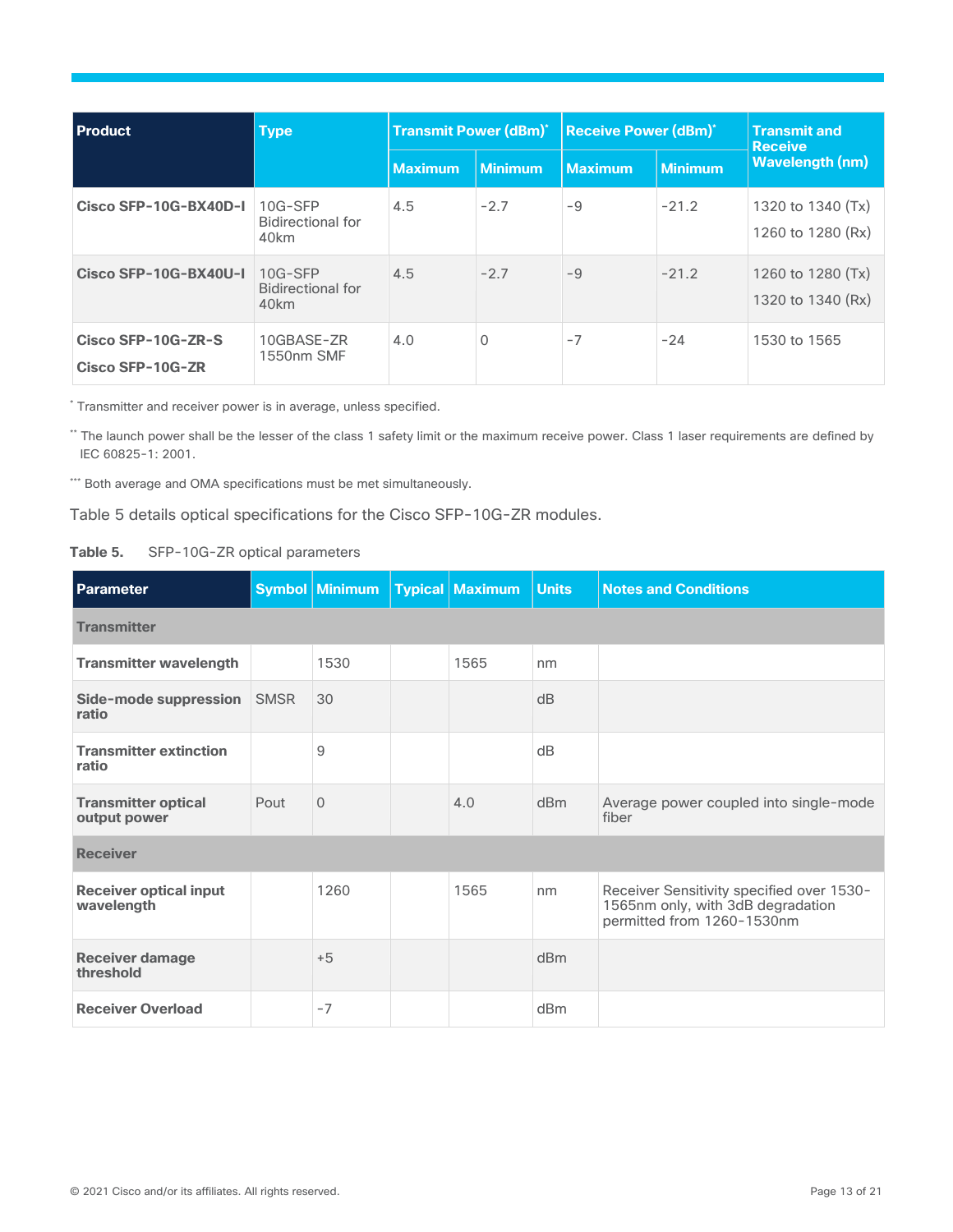| Product | Type | Transmit Power (dBm)* | | Receive Power (dBm)* | | Transmit and Receive Wavelength (nm) |
|---|---|---|---|---|---|---|
| | | Maximum | Minimum | Maximum | Minimum | |
| **Cisco SFP-10G-BX40D-I** | 10G-SFP Bidirectional for 40km | 4.5 | -2.7 | -9 | -21.2 | 1320 to 1340 (Tx)<br>1260 to 1280 (Rx) |
| **Cisco SFP-10G-BX40U-I** | 10G-SFP Bidirectional for 40km | 4.5 | -2.7 | -9 | -21.2 | 1260 to 1280 (Tx)<br>1320 to 1340 (Rx) |
| **Cisco SFP-10G-ZR-S**<br>**Cisco SFP-10G-ZR** | 10GBASE-ZR 1550nm SMF | 4.0 | 0 | -7 | -24 | 1530 to 1565 |

* Transmitter and receiver power is in average, unless specified.

** The launch power shall be the lesser of the class 1 safety limit or the maximum receive power. Class 1 laser requirements are defined by IEC 60825-1: 2001.

*** Both average and OMA specifications must be met simultaneously.

Table 5 details optical specifications for the Cisco SFP-10G-ZR modules.

**Table 5.** SFP-10G-ZR optical parameters

| Parameter | Symbol | Minimum | Typical | Maximum | Units | Notes and Conditions |
|---|---|---|---|---|---|---|
| **Transmitter** | | | | | | |
| **Transmitter wavelength** | | 1530 | | 1565 | nm | |
| **Side-mode suppression ratio** | SMSR | 30 | | | dB | |
| **Transmitter extinction ratio** | | 9 | | | dB | |
| **Transmitter optical output power** | Pout | 0 | | 4.0 | dBm | Average power coupled into single-mode fiber |
| **Receiver** | | | | | | |
| **Receiver optical input wavelength** | | 1260 | | 1565 | nm | Receiver Sensitivity specified over 1530-1565nm only, with 3dB degradation permitted from 1260-1530nm |
| **Receiver damage threshold** | | +5 | | | dBm | |
| **Receiver Overload** | | -7 | | | dBm | |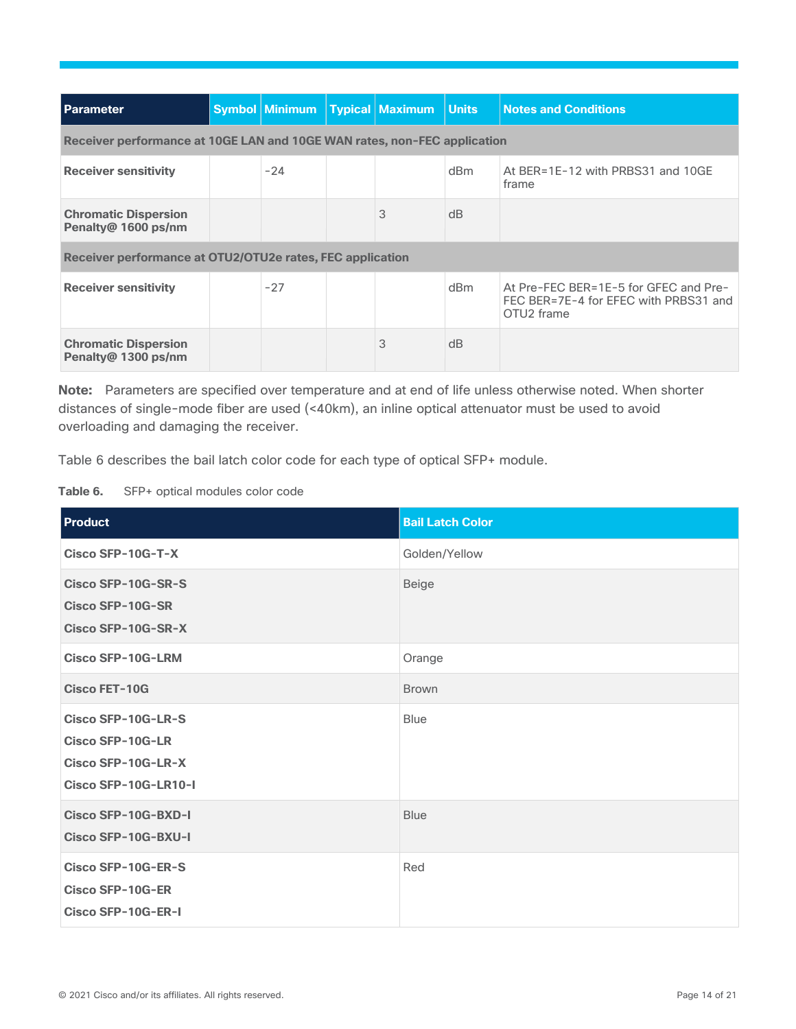| Parameter | Symbol | Minimum | Typical | Maximum | Units | Notes and Conditions |
|---|---|---|---|---|---|---|
| **Receiver performance at 10GE LAN and 10GE WAN rates, non-FEC application** | | | | | | |
| **Receiver sensitivity** | | -24 | | | dBm | At BER=1E-12 with PRBS31 and 10GE frame |
| **Chromatic Dispersion Penalty@ 1600 ps/nm** | | | | 3 | dB | |
| **Receiver performance at OTU2/OTU2e rates, FEC application** | | | | | | |
| **Receiver sensitivity** | | -27 | | | dBm | At Pre-FEC BER=1E-5 for GFEC and Pre-FEC BER=7E-4 for EFEC with PRBS31 and OTU2 frame |
| **Chromatic Dispersion Penalty@ 1300 ps/nm** | | | | 3 | dB | |

**Note:** Parameters are specified over temperature and at end of life unless otherwise noted. When shorter distances of single-mode fiber are used (<40km), an inline optical attenuator must be used to avoid overloading and damaging the receiver.

Table 6 describes the bail latch color code for each type of optical SFP+ module.

**Table 6.** SFP+ optical modules color code

| Product | Bail Latch Color |
|---|---|
| **Cisco SFP-10G-T-X** | Golden/Yellow |
| **Cisco SFP-10G-SR-S**<br>**Cisco SFP-10G-SR**<br>**Cisco SFP-10G-SR-X** | Beige |
| **Cisco SFP-10G-LRM** | Orange |
| **Cisco FET-10G** | Brown |
| **Cisco SFP-10G-LR-S**<br>**Cisco SFP-10G-LR**<br>**Cisco SFP-10G-LR-X**<br>**Cisco SFP-10G-LR10-I** | Blue |
| **Cisco SFP-10G-BXD-I**<br>**Cisco SFP-10G-BXU-I** | Blue |
| **Cisco SFP-10G-ER-S**<br>**Cisco SFP-10G-ER**<br>**Cisco SFP-10G-ER-I** | Red |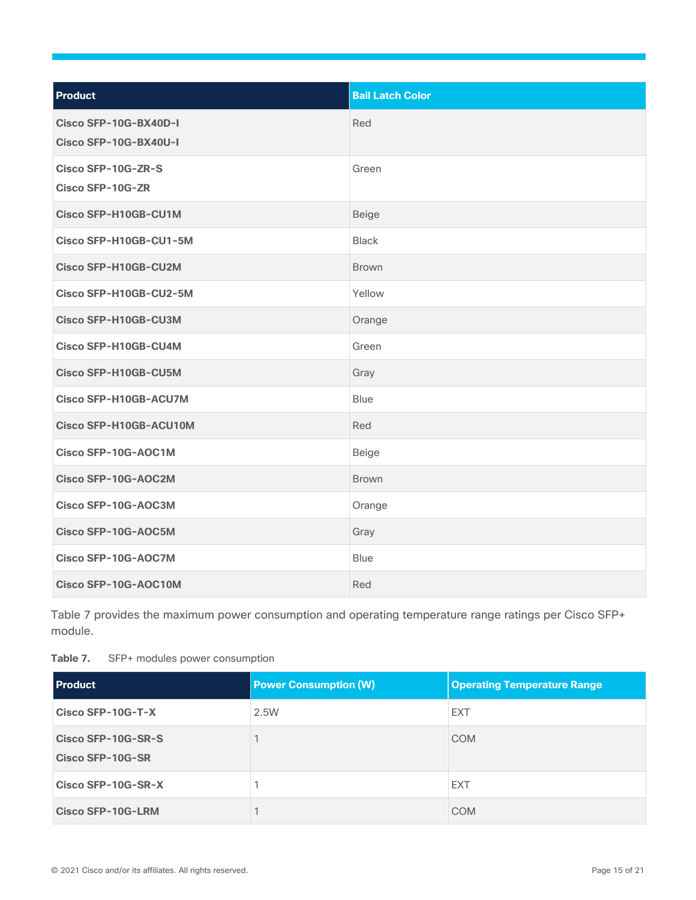| Product | Bail Latch Color |
| --- | --- |
| **Cisco SFP-10G-BX40D-I**<br>**Cisco SFP-10G-BX40U-I** | Red |
| **Cisco SFP-10G-ZR-S**<br>**Cisco SFP-10G-ZR** | Green |
| **Cisco SFP-H10GB-CU1M** | Beige |
| **Cisco SFP-H10GB-CU1-5M** | Black |
| **Cisco SFP-H10GB-CU2M** | Brown |
| **Cisco SFP-H10GB-CU2-5M** | Yellow |
| **Cisco SFP-H10GB-CU3M** | Orange |
| **Cisco SFP-H10GB-CU4M** | Green |
| **Cisco SFP-H10GB-CU5M** | Gray |
| **Cisco SFP-H10GB-ACU7M** | Blue |
| **Cisco SFP-H10GB-ACU10M** | Red |
| **Cisco SFP-10G-AOC1M** | Beige |
| **Cisco SFP-10G-AOC2M** | Brown |
| **Cisco SFP-10G-AOC3M** | Orange |
| **Cisco SFP-10G-AOC5M** | Gray |
| **Cisco SFP-10G-AOC7M** | Blue |
| **Cisco SFP-10G-AOC10M** | Red |

Table 7 provides the maximum power consumption and operating temperature range ratings per Cisco SFP+ module.

**Table 7.** SFP+ modules power consumption

| Product | Power Consumption (W) | Operating Temperature Range |
| --- | --- | --- |
| **Cisco SFP-10G-T-X** | 2.5W | EXT |
| **Cisco SFP-10G-SR-S**<br>**Cisco SFP-10G-SR** | 1 | COM |
| **Cisco SFP-10G-SR-X** | 1 | EXT |
| **Cisco SFP-10G-LRM** | 1 | COM |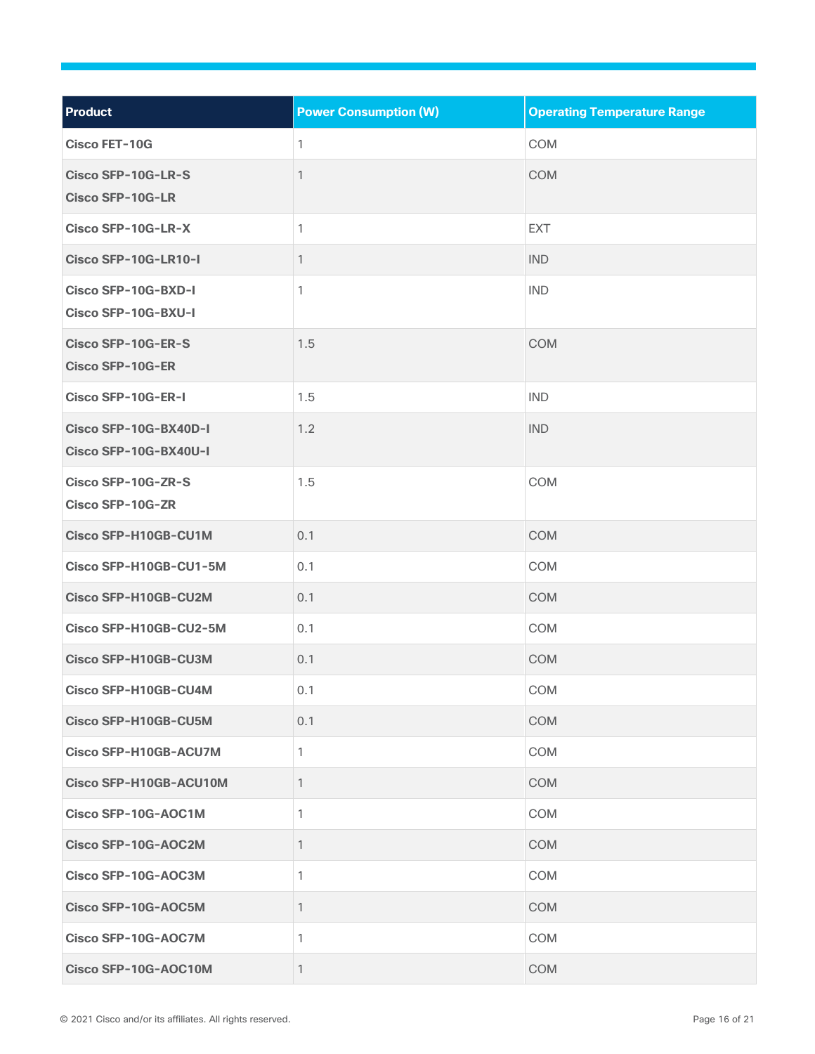| Product | Power Consumption (W) | Operating Temperature Range |
| --- | --- | --- |
| **Cisco FET-10G** | 1 | COM |
| **Cisco SFP-10G-LR-S**<br>**Cisco SFP-10G-LR** | 1 | COM |
| **Cisco SFP-10G-LR-X** | 1 | EXT |
| **Cisco SFP-10G-LR10-I** | 1 | IND |
| **Cisco SFP-10G-BXD-I**<br>**Cisco SFP-10G-BXU-I** | 1 | IND |
| **Cisco SFP-10G-ER-S**<br>**Cisco SFP-10G-ER** | 1.5 | COM |
| **Cisco SFP-10G-ER-I** | 1.5 | IND |
| **Cisco SFP-10G-BX40D-I**<br>**Cisco SFP-10G-BX40U-I** | 1.2 | IND |
| **Cisco SFP-10G-ZR-S**<br>**Cisco SFP-10G-ZR** | 1.5 | COM |
| **Cisco SFP-H10GB-CU1M** | 0.1 | COM |
| **Cisco SFP-H10GB-CU1-5M** | 0.1 | COM |
| **Cisco SFP-H10GB-CU2M** | 0.1 | COM |
| **Cisco SFP-H10GB-CU2-5M** | 0.1 | COM |
| **Cisco SFP-H10GB-CU3M** | 0.1 | COM |
| **Cisco SFP-H10GB-CU4M** | 0.1 | COM |
| **Cisco SFP-H10GB-CU5M** | 0.1 | COM |
| **Cisco SFP-H10GB-ACU7M** | 1 | COM |
| **Cisco SFP-H10GB-ACU10M** | 1 | COM |
| **Cisco SFP-10G-AOC1M** | 1 | COM |
| **Cisco SFP-10G-AOC2M** | 1 | COM |
| **Cisco SFP-10G-AOC3M** | 1 | COM |
| **Cisco SFP-10G-AOC5M** | 1 | COM |
| **Cisco SFP-10G-AOC7M** | 1 | COM |
| **Cisco SFP-10G-AOC10M** | 1 | COM |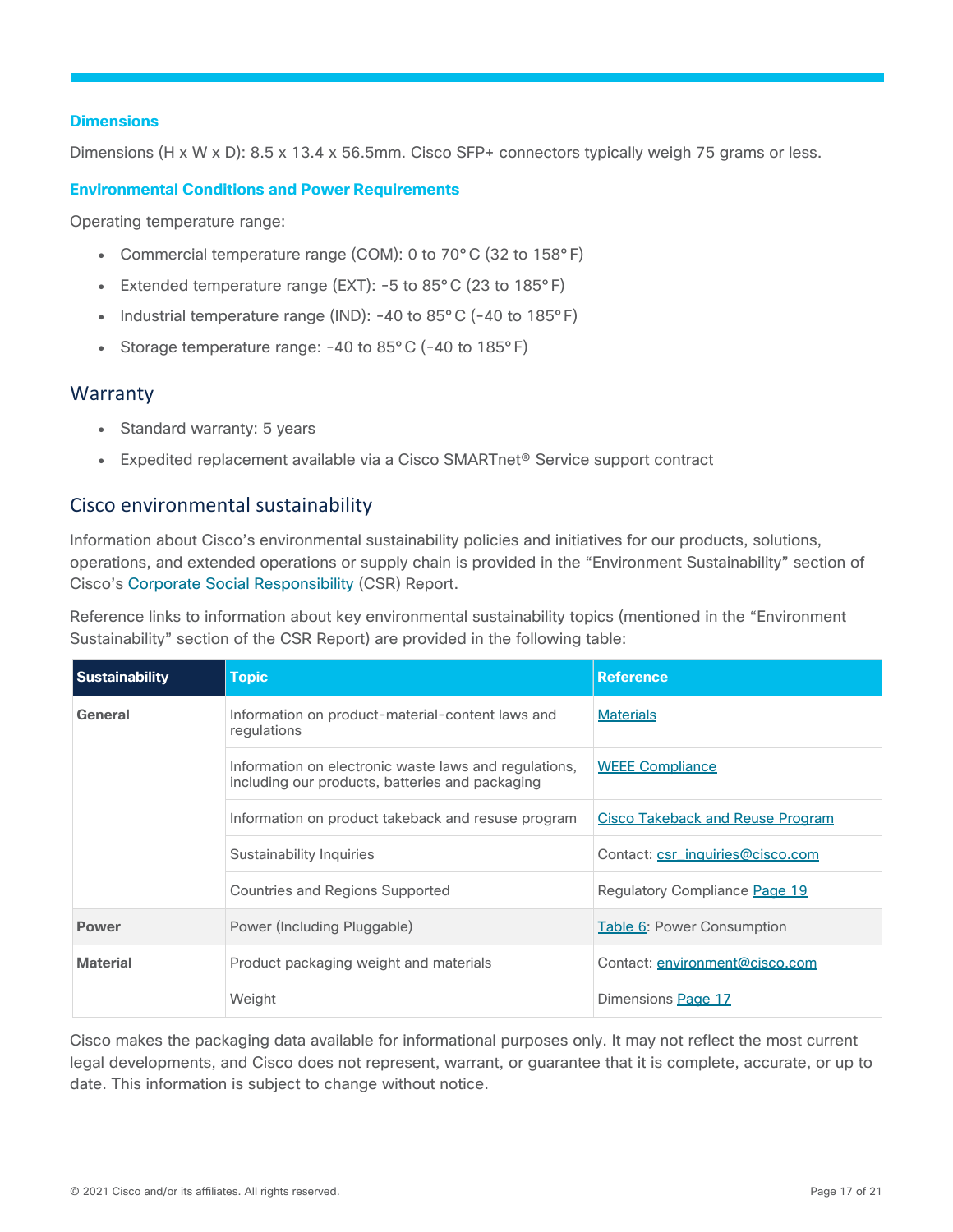### Dimensions

Dimensions (H x W x D): 8.5 x 13.4 x 56.5mm. Cisco SFP+ connectors typically weigh 75 grams or less.

### Environmental Conditions and Power Requirements

Operating temperature range:

- Commercial temperature range (COM): 0 to 70°C (32 to 158°F)
- Extended temperature range (EXT): -5 to 85°C (23 to 185°F)
- Industrial temperature range (IND): -40 to 85°C (-40 to 185°F)
- Storage temperature range: -40 to 85°C (-40 to 185°F)

## Warranty

- Standard warranty: 5 years
- Expedited replacement available via a Cisco SMARTnet® Service support contract

## Cisco environmental sustainability

Information about Cisco's environmental sustainability policies and initiatives for our products, solutions, operations, and extended operations or supply chain is provided in the "Environment Sustainability" section of Cisco's Corporate Social Responsibility (CSR) Report.

Reference links to information about key environmental sustainability topics (mentioned in the "Environment Sustainability" section of the CSR Report) are provided in the following table:

| Sustainability | Topic | Reference |
| --- | --- | --- |
| General | Information on product-material-content laws and regulations | Materials |
| | Information on electronic waste laws and regulations, including our products, batteries and packaging | WEEE Compliance |
| | Information on product takeback and resuse program | Cisco Takeback and Reuse Program |
| | Sustainability Inquiries | Contact: csr_inquiries@cisco.com |
| | Countries and Regions Supported | Regulatory Compliance Page 19 |
| Power | Power (Including Pluggable) | Table 6: Power Consumption |
| Material | Product packaging weight and materials | Contact: environment@cisco.com |
| | Weight | Dimensions Page 17 |

Cisco makes the packaging data available for informational purposes only. It may not reflect the most current legal developments, and Cisco does not represent, warrant, or guarantee that it is complete, accurate, or up to date. This information is subject to change without notice.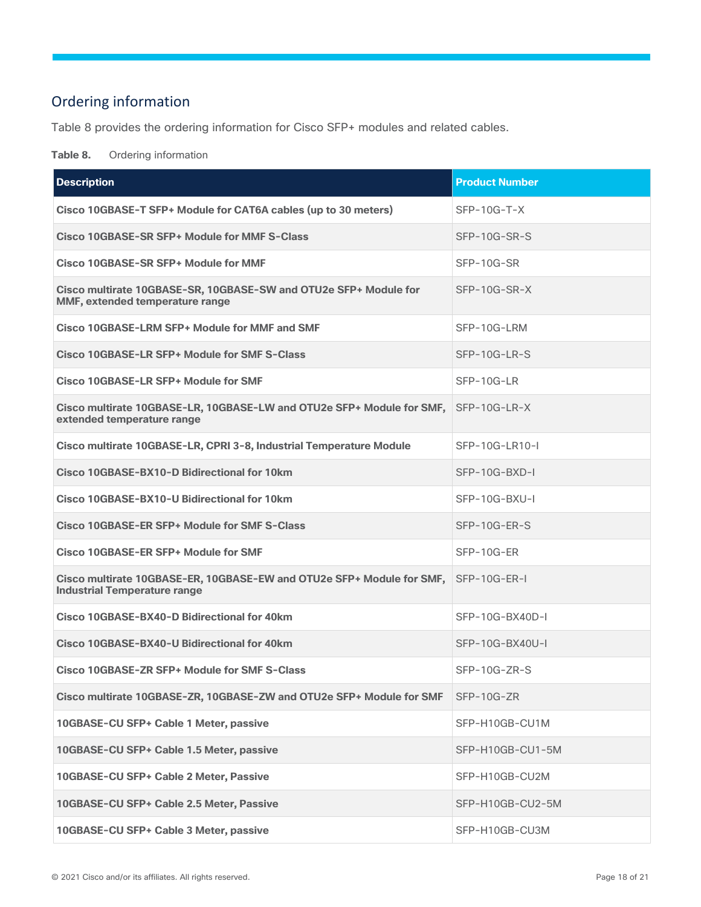## Ordering information

Table 8 provides the ordering information for Cisco SFP+ modules and related cables.

**Table 8.** Ordering information

| Description | Product Number |
| --- | --- |
| **Cisco 10GBASE-T SFP+ Module for CAT6A cables (up to 30 meters)** | SFP-10G-T-X |
| **Cisco 10GBASE-SR SFP+ Module for MMF S-Class** | SFP-10G-SR-S |
| **Cisco 10GBASE-SR SFP+ Module for MMF** | SFP-10G-SR |
| **Cisco multirate 10GBASE-SR, 10GBASE-SW and OTU2e SFP+ Module for MMF, extended temperature range** | SFP-10G-SR-X |
| **Cisco 10GBASE-LRM SFP+ Module for MMF and SMF** | SFP-10G-LRM |
| **Cisco 10GBASE-LR SFP+ Module for SMF S-Class** | SFP-10G-LR-S |
| **Cisco 10GBASE-LR SFP+ Module for SMF** | SFP-10G-LR |
| **Cisco multirate 10GBASE-LR, 10GBASE-LW and OTU2e SFP+ Module for SMF, extended temperature range** | SFP-10G-LR-X |
| **Cisco multirate 10GBASE-LR, CPRI 3-8, Industrial Temperature Module** | SFP-10G-LR10-I |
| **Cisco 10GBASE-BX10-D Bidirectional for 10km** | SFP-10G-BXD-I |
| **Cisco 10GBASE-BX10-U Bidirectional for 10km** | SFP-10G-BXU-I |
| **Cisco 10GBASE-ER SFP+ Module for SMF S-Class** | SFP-10G-ER-S |
| **Cisco 10GBASE-ER SFP+ Module for SMF** | SFP-10G-ER |
| **Cisco multirate 10GBASE-ER, 10GBASE-EW and OTU2e SFP+ Module for SMF, Industrial Temperature range** | SFP-10G-ER-I |
| **Cisco 10GBASE-BX40-D Bidirectional for 40km** | SFP-10G-BX40D-I |
| **Cisco 10GBASE-BX40-U Bidirectional for 40km** | SFP-10G-BX40U-I |
| **Cisco 10GBASE-ZR SFP+ Module for SMF S-Class** | SFP-10G-ZR-S |
| **Cisco multirate 10GBASE-ZR, 10GBASE-ZW and OTU2e SFP+ Module for SMF** | SFP-10G-ZR |
| **10GBASE-CU SFP+ Cable 1 Meter, passive** | SFP-H10GB-CU1M |
| **10GBASE-CU SFP+ Cable 1.5 Meter, passive** | SFP-H10GB-CU1-5M |
| **10GBASE-CU SFP+ Cable 2 Meter, Passive** | SFP-H10GB-CU2M |
| **10GBASE-CU SFP+ Cable 2.5 Meter, Passive** | SFP-H10GB-CU2-5M |
| **10GBASE-CU SFP+ Cable 3 Meter, passive** | SFP-H10GB-CU3M |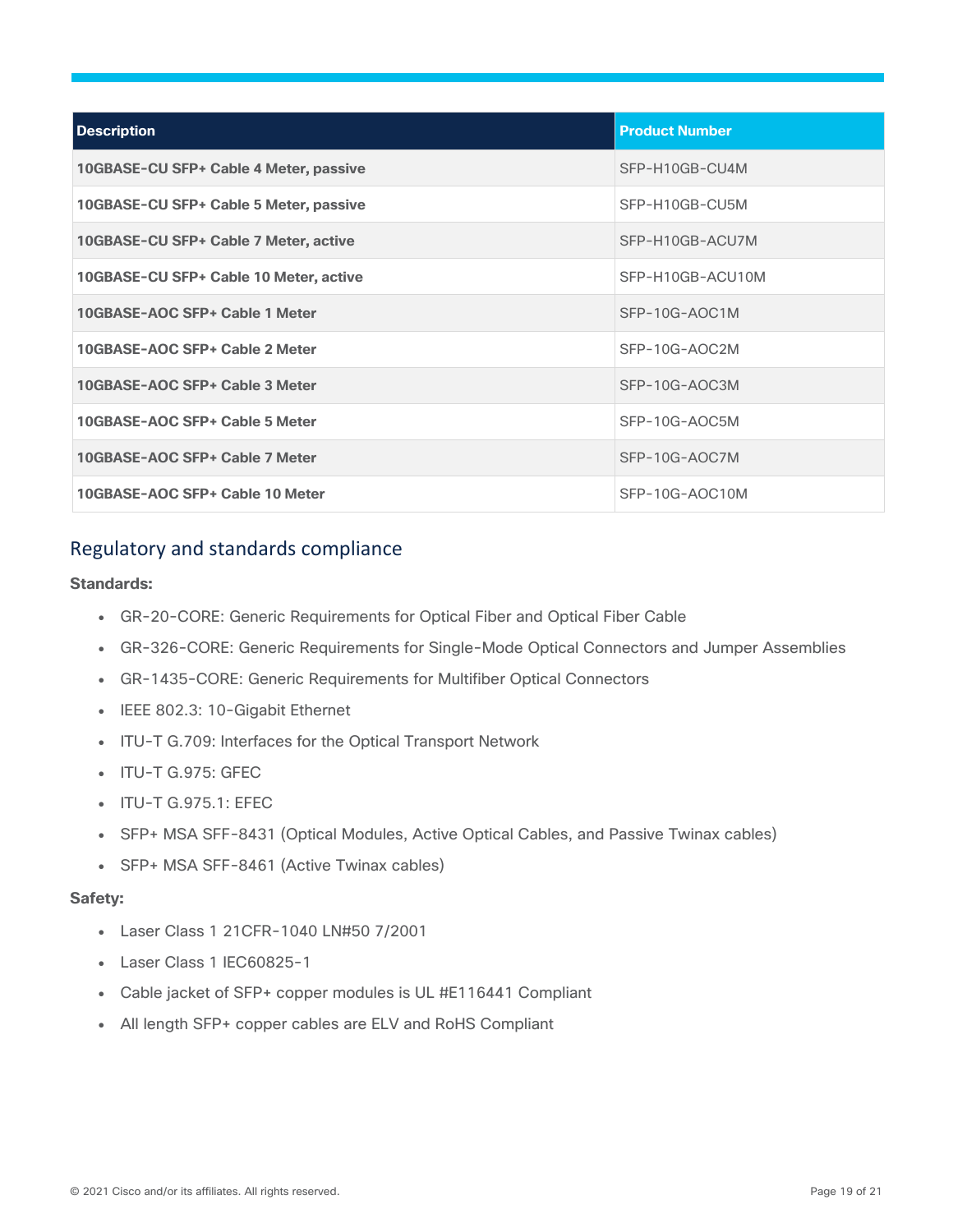| Description | Product Number |
| --- | --- |
| **10GBASE-CU SFP+ Cable 4 Meter, passive** | SFP-H10GB-CU4M |
| **10GBASE-CU SFP+ Cable 5 Meter, passive** | SFP-H10GB-CU5M |
| **10GBASE-CU SFP+ Cable 7 Meter, active** | SFP-H10GB-ACU7M |
| **10GBASE-CU SFP+ Cable 10 Meter, active** | SFP-H10GB-ACU10M |
| **10GBASE-AOC SFP+ Cable 1 Meter** | SFP-10G-AOC1M |
| **10GBASE-AOC SFP+ Cable 2 Meter** | SFP-10G-AOC2M |
| **10GBASE-AOC SFP+ Cable 3 Meter** | SFP-10G-AOC3M |
| **10GBASE-AOC SFP+ Cable 5 Meter** | SFP-10G-AOC5M |
| **10GBASE-AOC SFP+ Cable 7 Meter** | SFP-10G-AOC7M |
| **10GBASE-AOC SFP+ Cable 10 Meter** | SFP-10G-AOC10M |

## Regulatory and standards compliance

**Standards:**

- GR-20-CORE: Generic Requirements for Optical Fiber and Optical Fiber Cable
- GR-326-CORE: Generic Requirements for Single-Mode Optical Connectors and Jumper Assemblies
- GR-1435-CORE: Generic Requirements for Multifiber Optical Connectors
- IEEE 802.3: 10-Gigabit Ethernet
- ITU-T G.709: Interfaces for the Optical Transport Network
- ITU-T G.975: GFEC
- ITU-T G.975.1: EFEC
- SFP+ MSA SFF-8431 (Optical Modules, Active Optical Cables, and Passive Twinax cables)
- SFP+ MSA SFF-8461 (Active Twinax cables)

**Safety:**

- Laser Class 1 21CFR-1040 LN#50 7/2001
- Laser Class 1 IEC60825-1
- Cable jacket of SFP+ copper modules is UL #E116441 Compliant
- All length SFP+ copper cables are ELV and RoHS Compliant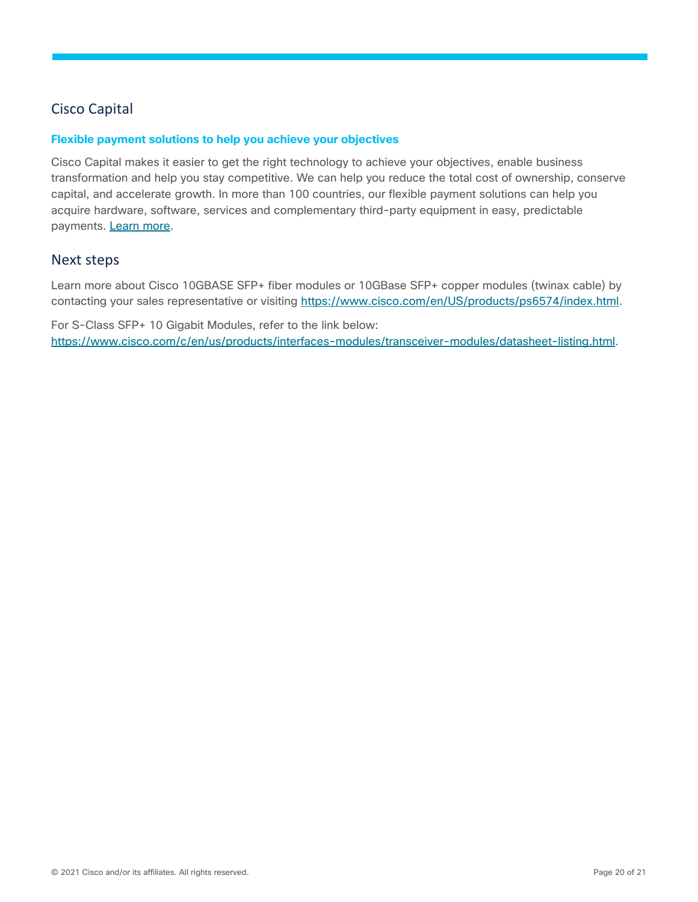## Cisco Capital

**Flexible payment solutions to help you achieve your objectives**

Cisco Capital makes it easier to get the right technology to achieve your objectives, enable business transformation and help you stay competitive. We can help you reduce the total cost of ownership, conserve capital, and accelerate growth. In more than 100 countries, our flexible payment solutions can help you acquire hardware, software, services and complementary third-party equipment in easy, predictable payments. Learn more.

## Next steps

Learn more about Cisco 10GBASE SFP+ fiber modules or 10GBase SFP+ copper modules (twinax cable) by contacting your sales representative or visiting https://www.cisco.com/en/US/products/ps6574/index.html.

For S-Class SFP+ 10 Gigabit Modules, refer to the link below: https://www.cisco.com/c/en/us/products/interfaces-modules/transceiver-modules/datasheet-listing.html.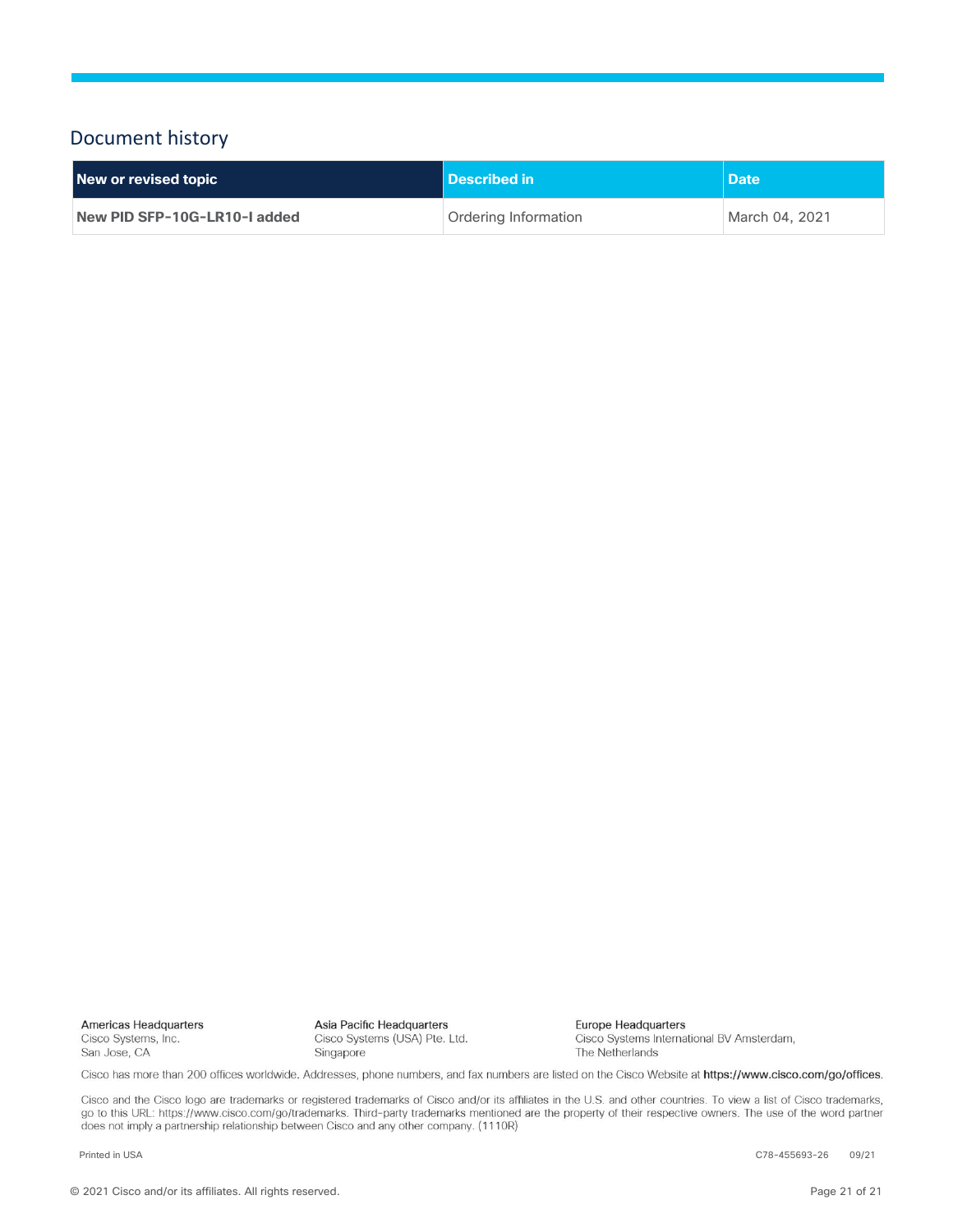## Document history

| New or revised topic | Described in | Date |
| --- | --- | --- |
| **New PID SFP-10G-LR10-I added** | Ordering Information | March 04, 2021 |

Americas Headquarters
Cisco Systems, Inc.
San Jose, CA

Asia Pacific Headquarters
Cisco Systems (USA) Pte. Ltd.
Singapore

Europe Headquarters
Cisco Systems International BV Amsterdam,
The Netherlands

Cisco has more than 200 offices worldwide. Addresses, phone numbers, and fax numbers are listed on the Cisco Website at **https://www.cisco.com/go/offices**.

Cisco and the Cisco logo are trademarks or registered trademarks of Cisco and/or its affiliates in the U.S. and other countries. To view a list of Cisco trademarks, go to this URL: https://www.cisco.com/go/trademarks. Third-party trademarks mentioned are the property of their respective owners. The use of the word partner does not imply a partnership relationship between Cisco and any other company. (1110R)

Printed in USA C78-455693-26 09/21